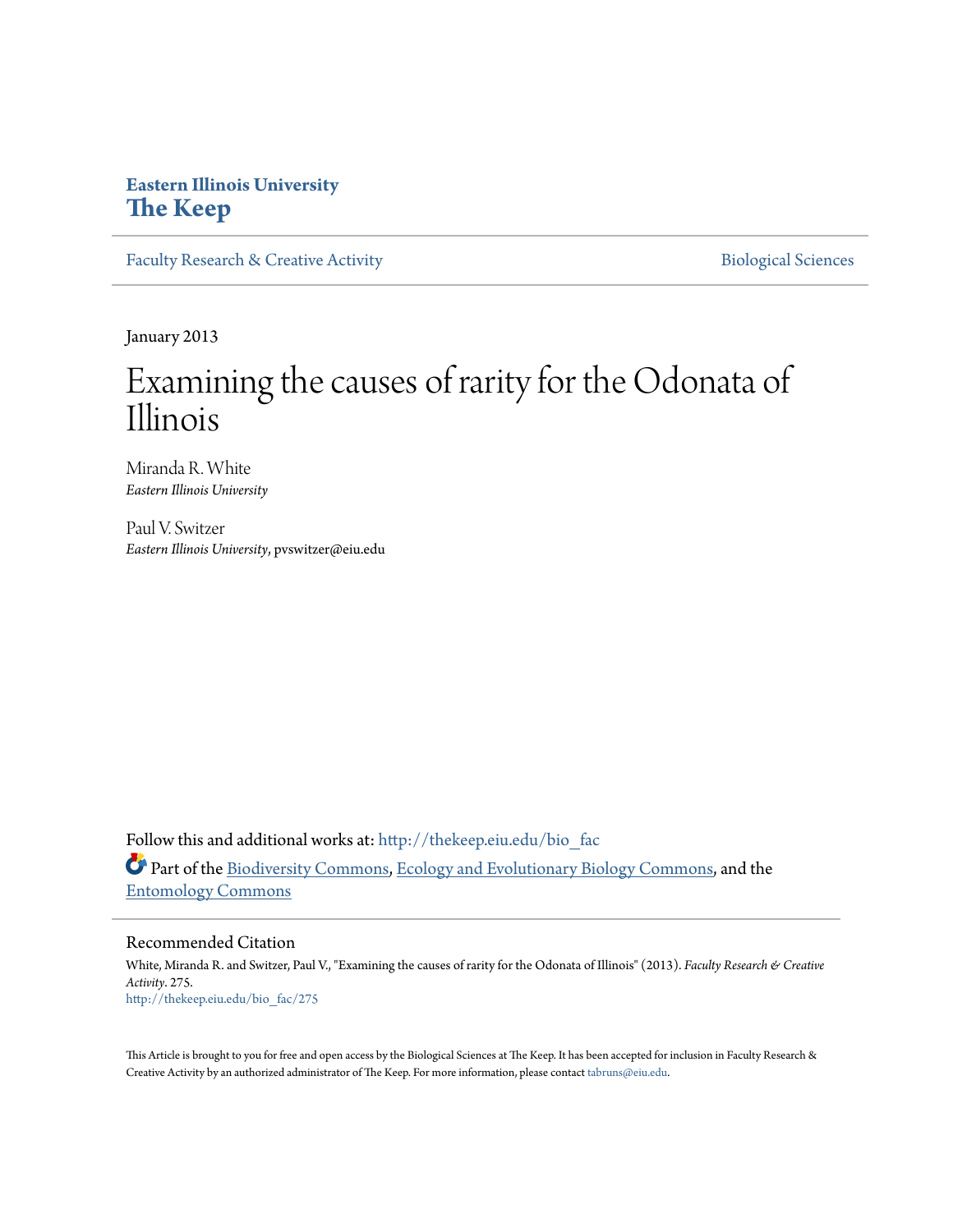**Eastern Illinois University**
**The Keep**

Faculty Research & Creative Activity | Biological Sciences

January 2013

# Examining the causes of rarity for the Odonata of Illinois

Miranda R. White
*Eastern Illinois University*

Paul V. Switzer
*Eastern Illinois University*, pvswitzer@eiu.edu

Follow this and additional works at: http://thekeep.eiu.edu/bio_fac

Part of the Biodiversity Commons, Ecology and Evolutionary Biology Commons, and the Entomology Commons

## Recommended Citation

White, Miranda R. and Switzer, Paul V., "Examining the causes of rarity for the Odonata of Illinois" (2013). *Faculty Research & Creative Activity*. 275.
http://thekeep.eiu.edu/bio_fac/275

This Article is brought to you for free and open access by the Biological Sciences at The Keep. It has been accepted for inclusion in Faculty Research & Creative Activity by an authorized administrator of The Keep. For more information, please contact tabruns@eiu.edu.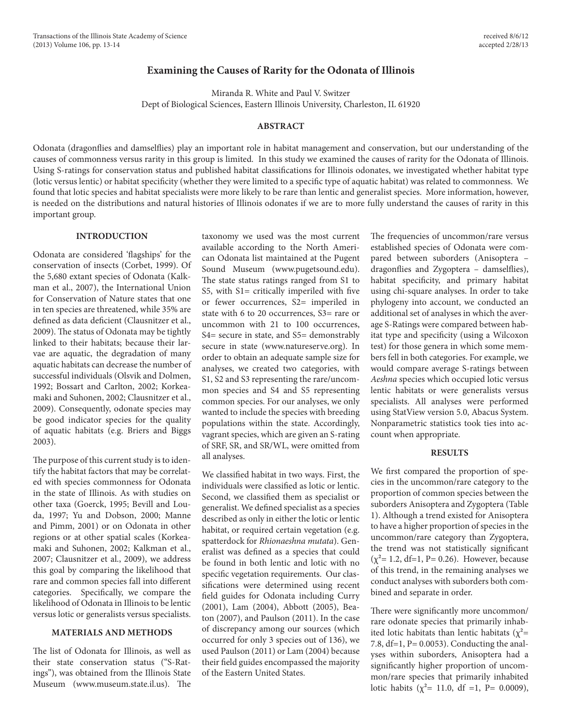# Examining the Causes of Rarity for the Odonata of Illinois

Miranda R. White and Paul V. Switzer
Dept of Biological Sciences, Eastern Illinois University, Charleston, IL 61920

received 8/6/12
accepted 2/28/13

## ABSTRACT

Odonata (dragonflies and damselflies) play an important role in habitat management and conservation, but our understanding of the causes of commonness versus rarity in this group is limited. In this study we examined the causes of rarity for the Odonata of Illinois. Using S-ratings for conservation status and published habitat classifications for Illinois odonates, we investigated whether habitat type (lotic versus lentic) or habitat specificity (whether they were limited to a specific type of aquatic habitat) was related to commonness. We found that lotic species and habitat specialists were more likely to be rare than lentic and generalist species. More information, however, is needed on the distributions and natural histories of Illinois odonates if we are to more fully understand the causes of rarity in this important group.

## INTRODUCTION

Odonata are considered 'flagships' for the conservation of insects (Corbet, 1999). Of the 5,680 extant species of Odonata (Kalkman et al., 2007), the International Union for Conservation of Nature states that one in ten species are threatened, while 35% are defined as data deficient (Clausnitzer et al., 2009). The status of Odonata may be tightly linked to their habitats; because their larvae are aquatic, the degradation of many aquatic habitats can decrease the number of successful individuals (Olsvik and Dolmen, 1992; Bossart and Carlton, 2002; Korkeamaki and Suhonen, 2002; Clausnitzer et al., 2009). Consequently, odonate species may be good indicator species for the quality of aquatic habitats (e.g. Briers and Biggs 2003).

The purpose of this current study is to identify the habitat factors that may be correlated with species commonness for Odonata in the state of Illinois. As with studies on other taxa (Goerck, 1995; Bevill and Louda, 1997; Yu and Dobson, 2000; Manne and Pimm, 2001) or on Odonata in other regions or at other spatial scales (Korkeamaki and Suhonen, 2002; Kalkman et al., 2007; Clausnitzer et al., 2009), we address this goal by comparing the likelihood that rare and common species fall into different categories. Specifically, we compare the likelihood of Odonata in Illinois to be lentic versus lotic or generalists versus specialists.

## MATERIALS AND METHODS

The list of Odonata for Illinois, as well as their state conservation status ("S-Ratings"), was obtained from the Illinois State Museum (www.museum.state.il.us). The taxonomy we used was the most current available according to the North American Odonata list maintained at the Pugent Sound Museum (www.pugetsound.edu). The state status ratings ranged from S1 to S5, with S1= critically imperiled with five or fewer occurrences, S2= imperiled in state with 6 to 20 occurrences, S3= rare or uncommon with 21 to 100 occurrences, S4= secure in state, and S5= demonstrably secure in state (www.natureserve.org). In order to obtain an adequate sample size for analyses, we created two categories, with S1, S2 and S3 representing the rare/uncommon species and S4 and S5 representing common species. For our analyses, we only wanted to include the species with breeding populations within the state. Accordingly, vagrant species, which are given an S-rating of SRF, SR, and SR/WL, were omitted from all analyses.

We classified habitat in two ways. First, the individuals were classified as lotic or lentic. Second, we classified them as specialist or generalist. We defined specialist as a species described as only in either the lotic or lentic habitat, or required certain vegetation (e.g. spatterdock for *Rhionaeshna mutata*). Generalist was defined as a species that could be found in both lentic and lotic with no specific vegetation requirements. Our classifications were determined using recent field guides for Odonata including Curry (2001), Lam (2004), Abbott (2005), Beaton (2007), and Paulson (2011). In the case of discrepancy among our sources (which occurred for only 3 species out of 136), we used Paulson (2011) or Lam (2004) because their field guides encompassed the majority of the Eastern United States.

The frequencies of uncommon/rare versus established species of Odonata were compared between suborders (Anisoptera – dragonflies and Zygoptera – damselflies), habitat specificity, and primary habitat using chi-square analyses. In order to take phylogeny into account, we conducted an additional set of analyses in which the average S-Ratings were compared between habitat type and specificity (using a Wilcoxon test) for those genera in which some members fell in both categories. For example, we would compare average S-ratings between *Aeshna* species which occupied lotic versus lentic habitats or were generalists versus specialists. All analyses were performed using StatView version 5.0, Abacus System. Nonparametric statistics took ties into account when appropriate.

## RESULTS

We first compared the proportion of species in the uncommon/rare category to the proportion of common species between the suborders Anisoptera and Zygoptera (Table 1). Although a trend existed for Anisoptera to have a higher proportion of species in the uncommon/rare category than Zygoptera, the trend was not statistically significant ($\chi^2$= 1.2, df=1, P= 0.26). However, because of this trend, in the remaining analyses we conduct analyses with suborders both combined and separate in order.

There were significantly more uncommon/rare odonate species that primarily inhabited lotic habitats than lentic habitats ($\chi^2$= 7.8, df=1, P= 0.0053). Conducting the analyses within suborders, Anisoptera had a significantly higher proportion of uncommon/rare species that primarily inhabited lotic habits ($\chi^2$= 11.0, df =1, P= 0.0009),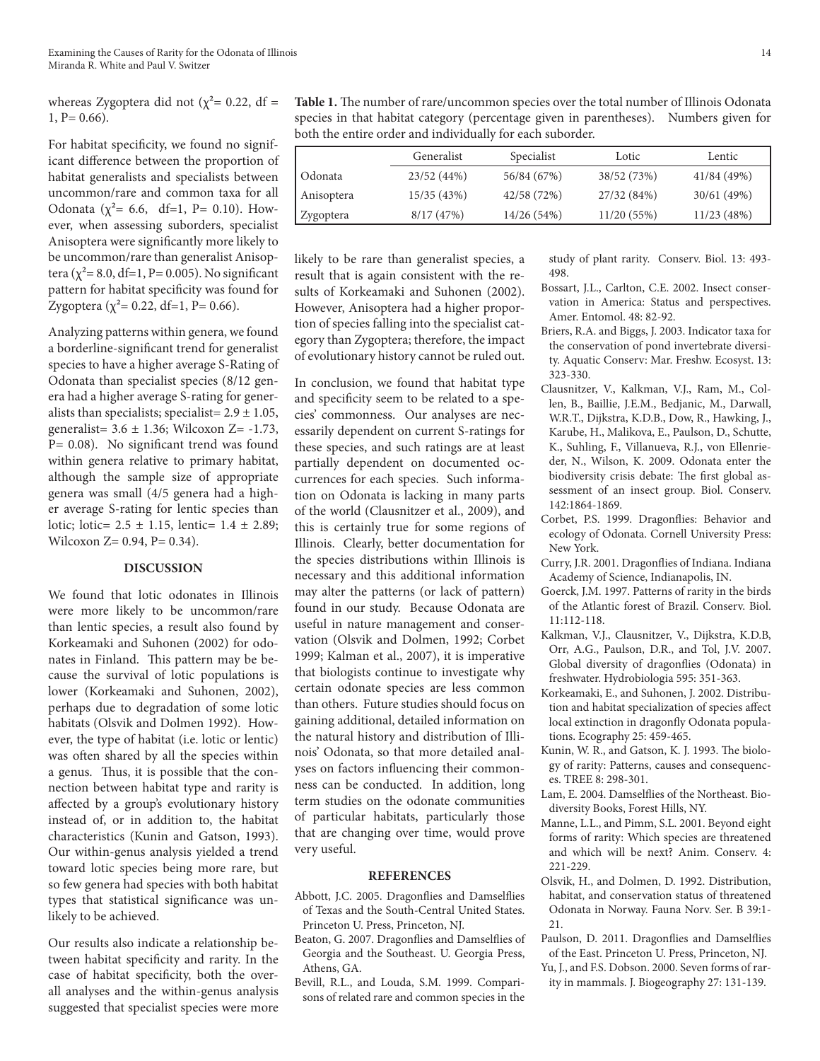whereas Zygoptera did not ($\chi^2$= 0.22, df = 1, P= 0.66).

For habitat specificity, we found no significant difference between the proportion of habitat generalists and specialists between uncommon/rare and common taxa for all Odonata ($\chi^2$= 6.6, df=1, P= 0.10). However, when assessing suborders, specialist Anisoptera were significantly more likely to be uncommon/rare than generalist Anisoptera ($\chi^2$= 8.0, df=1, P= 0.005). No significant pattern for habitat specificity was found for Zygoptera ($\chi^2$= 0.22, df=1, P= 0.66).

Analyzing patterns within genera, we found a borderline-significant trend for generalist species to have a higher average S-Rating of Odonata than specialist species (8/12 genera had a higher average S-rating for generalists than specialists; specialist= 2.9 ± 1.05, generalist= 3.6 ± 1.36; Wilcoxon Z= -1.73, P= 0.08). No significant trend was found within genera relative to primary habitat, although the sample size of appropriate genera was small (4/5 genera had a higher average S-rating for lentic species than lotic; lotic= 2.5 ± 1.15, lentic= 1.4 ± 2.89; Wilcoxon Z= 0.94, P= 0.34).

**Table 1.** The number of rare/uncommon species over the total number of Illinois Odonata species in that habitat category (percentage given in parentheses). Numbers given for both the entire order and individually for each suborder.

| | Generalist | Specialist | Lotic | Lentic |
|---|---|---|---|---|
| Odonata | 23/52 (44%) | 56/84 (67%) | 38/52 (73%) | 41/84 (49%) |
| Anisoptera | 15/35 (43%) | 42/58 (72%) | 27/32 (84%) | 30/61 (49%) |
| Zygoptera | 8/17 (47%) | 14/26 (54%) | 11/20 (55%) | 11/23 (48%) |

## DISCUSSION

We found that lotic odonates in Illinois were more likely to be uncommon/rare than lentic species, a result also found by Korkeamaki and Suhonen (2002) for odonates in Finland. This pattern may be because the survival of lotic populations is lower (Korkeamaki and Suhonen, 2002), perhaps due to degradation of some lotic habitats (Olsvik and Dolmen 1992). However, the type of habitat (i.e. lotic or lentic) was often shared by all the species within a genus. Thus, it is possible that the connection between habitat type and rarity is affected by a group's evolutionary history instead of, or in addition to, the habitat characteristics (Kunin and Gatson, 1993). Our within-genus analysis yielded a trend toward lotic species being more rare, but so few genera had species with both habitat types that statistical significance was unlikely to be achieved.

Our results also indicate a relationship between habitat specificity and rarity. In the case of habitat specificity, both the overall analyses and the within-genus analysis suggested that specialist species were more likely to be rare than generalist species, a result that is again consistent with the results of Korkeamaki and Suhonen (2002). However, Anisoptera had a higher proportion of species falling into the specialist category than Zygoptera; therefore, the impact of evolutionary history cannot be ruled out.

In conclusion, we found that habitat type and specificity seem to be related to a species' commonness. Our analyses are necessarily dependent on current S-ratings for these species, and such ratings are at least partially dependent on documented occurrences for each species. Such information on Odonata is lacking in many parts of the world (Clausnitzer et al., 2009), and this is certainly true for some regions of Illinois. Clearly, better documentation for the species distributions within Illinois is necessary and this additional information may alter the patterns (or lack of pattern) found in our study. Because Odonata are useful in nature management and conservation (Olsvik and Dolmen, 1992; Corbet 1999; Kalman et al., 2007), it is imperative that biologists continue to investigate why certain odonate species are less common than others. Future studies should focus on gaining additional, detailed information on the natural history and distribution of Illinois' Odonata, so that more detailed analyses on factors influencing their commonness can be conducted. In addition, long term studies on the odonate communities of particular habitats, particularly those that are changing over time, would prove very useful.

## REFERENCES

Abbott, J.C. 2005. Dragonflies and Damselflies of Texas and the South-Central United States. Princeton U. Press, Princeton, NJ.

Beaton, G. 2007. Dragonflies and Damselflies of Georgia and the Southeast. U. Georgia Press, Athens, GA.

Bevill, R.L., and Louda, S.M. 1999. Comparisons of related rare and common species in the study of plant rarity. Conserv. Biol. 13: 493-498.

Bossart, J.L., Carlton, C.E. 2002. Insect conservation in America: Status and perspectives. Amer. Entomol. 48: 82-92.

Briers, R.A. and Biggs, J. 2003. Indicator taxa for the conservation of pond invertebrate diversity. Aquatic Conserv: Mar. Freshw. Ecosyst. 13: 323-330.

Clausnitzer, V., Kalkman, V.J., Ram, M., Collen, B., Baillie, J.E.M., Bedjanic, M., Darwall, W.R.T., Dijkstra, K.D.B., Dow, R., Hawking, J., Karube, H., Malikova, E., Paulson, D., Schutte, K., Suhling, F., Villanueva, R.J., von Ellenrieder, N., Wilson, K. 2009. Odonata enter the biodiversity crisis debate: The first global assessment of an insect group. Biol. Conserv. 142:1864-1869.

Corbet, P.S. 1999. Dragonflies: Behavior and ecology of Odonata. Cornell University Press: New York.

Curry, J.R. 2001. Dragonflies of Indiana. Indiana Academy of Science, Indianapolis, IN.

Goerck, J.M. 1997. Patterns of rarity in the birds of the Atlantic forest of Brazil. Conserv. Biol. 11:112-118.

Kalkman, V.J., Clausnitzer, V., Dijkstra, K.D.B, Orr, A.G., Paulson, D.R., and Tol, J.V. 2007. Global diversity of dragonflies (Odonata) in freshwater. Hydrobiologia 595: 351-363.

Korkeamaki, E., and Suhonen, J. 2002. Distribution and habitat specialization of species affect local extinction in dragonfly Odonata populations. Ecography 25: 459-465.

Kunin, W. R., and Gatson, K. J. 1993. The biology of rarity: Patterns, causes and consequences. TREE 8: 298-301.

Lam, E. 2004. Damselflies of the Northeast. Biodiversity Books, Forest Hills, NY.

Manne, L.L., and Pimm, S.L. 2001. Beyond eight forms of rarity: Which species are threatened and which will be next? Anim. Conserv. 4: 221-229.

Olsvik, H., and Dolmen, D. 1992. Distribution, habitat, and conservation status of threatened Odonata in Norway. Fauna Norv. Ser. B 39:1-21.

Paulson, D. 2011. Dragonflies and Damselflies of the East. Princeton U. Press, Princeton, NJ.

Yu, J., and F.S. Dobson. 2000. Seven forms of rarity in mammals. J. Biogeography 27: 131-139.